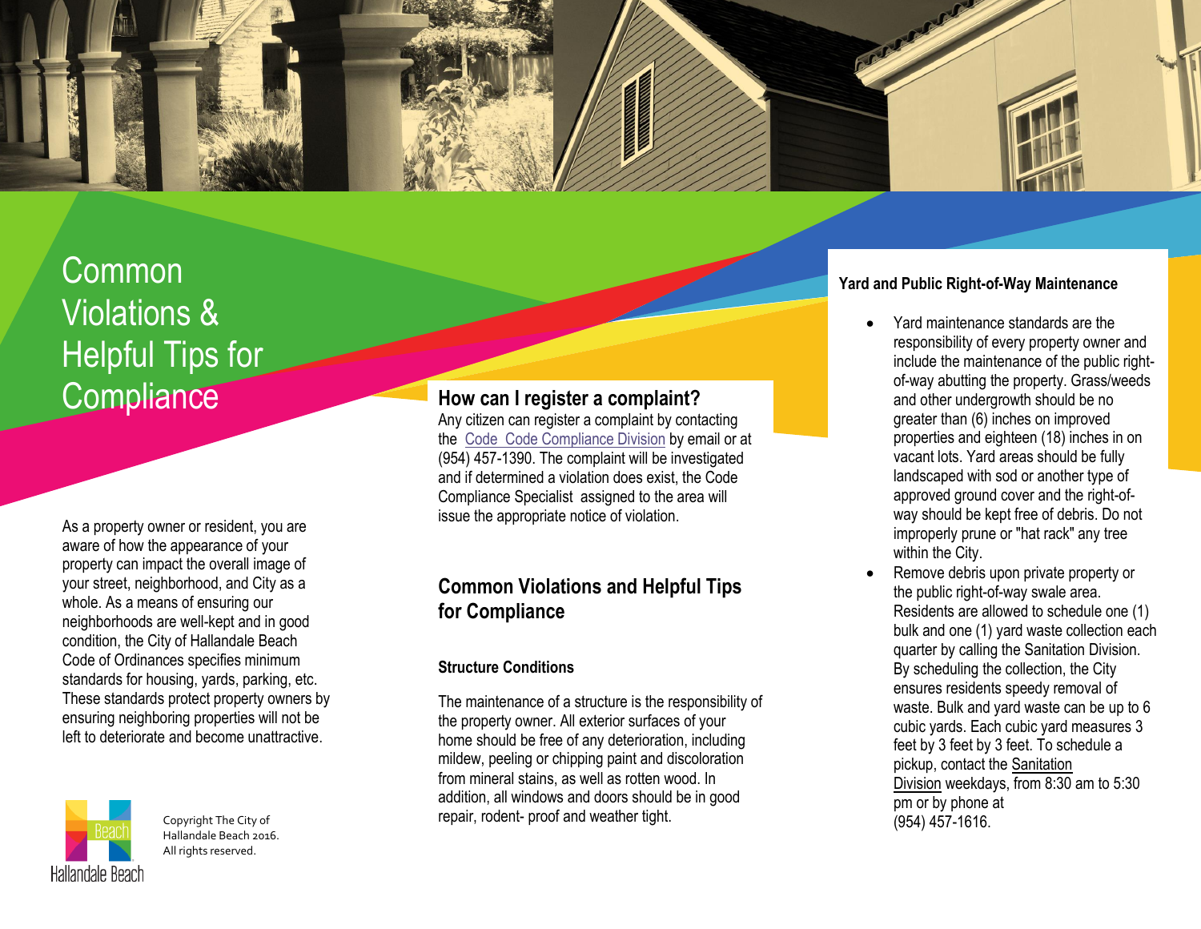# Common Violations & Helpful Tips for Compliance

As a property owner or resident, you are aware of how the appearance of your property can impact the overall image of your street, neighborhood, and City as a whole. As a means of ensuring our neighborhoods are well-kept and in good condition, the City of Hallandale Beach Code of Ordinances specifies minimum standards for housing, yards, parking, etc. These standards protect property owners by ensuring neighboring properties will not be left to deteriorate and become unattractive.

Copyright The City of Hallandale Beach 2016. All rights reserved.

## How can I register a complaint?

Any citizen can register a complaint by contacting the Code Code Compliance Division by email or at (954) 457-1390. The complaint will be investigated and if determined a violation does exist, the Code Compliance Specialist assigned to the area will issue the appropriate notice of violation.

## Common Violations and Helpful Tips for Compliance

### Structure Conditions

The maintenance of a structure is the responsibility of the property owner. All exterior surfaces of your home should be free of any deterioration, including mildew, peeling or chipping paint and discoloration from mineral stains, as well as rotten wood. In addition, all windows and doors should be in good repair, rodent- proof and weather tight.

### Yard and Public Right-of-Way Maintenance

- Yard maintenance standards are the responsibility of every property owner and include the maintenance of the public right-of-way abutting the property. Grass/weeds and other undergrowth should be no greater than (6) inches on improved properties and eighteen (18) inches in on vacant lots. Yard areas should be fully landscaped with sod or another type of approved ground cover and the right-of-way should be kept free of debris. Do not improperly prune or "hat rack" any tree within the City.
- Remove debris upon private property or the public right-of-way swale area. Residents are allowed to schedule one (1) bulk and one (1) yard waste collection each quarter by calling the Sanitation Division. By scheduling the collection, the City ensures residents speedy removal of waste. Bulk and yard waste can be up to 6 cubic yards. Each cubic yard measures 3 feet by 3 feet by 3 feet. To schedule a pickup, contact the Sanitation Division weekdays, from 8:30 am to 5:30 pm or by phone at (954) 457-1616.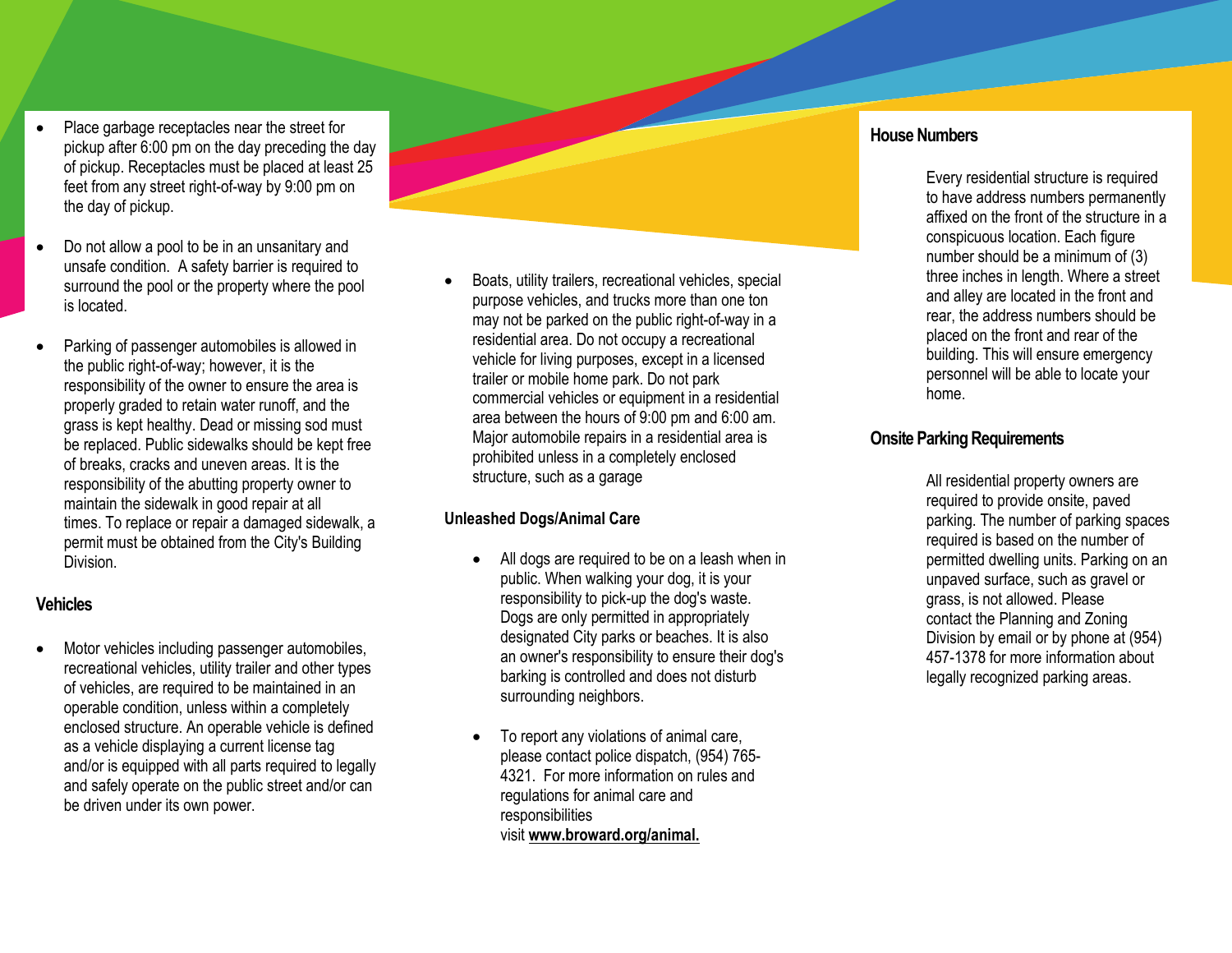- Place garbage receptacles near the street for pickup after 6:00 pm on the day preceding the day of pickup. Receptacles must be placed at least 25 feet from any street right-of-way by 9:00 pm on the day of pickup.

- Do not allow a pool to be in an unsanitary and unsafe condition. A safety barrier is required to surround the pool or the property where the pool is located.

- Parking of passenger automobiles is allowed in the public right-of-way; however, it is the responsibility of the owner to ensure the area is properly graded to retain water runoff, and the grass is kept healthy. Dead or missing sod must be replaced. Public sidewalks should be kept free of breaks, cracks and uneven areas. It is the responsibility of the abutting property owner to maintain the sidewalk in good repair at all times. To replace or repair a damaged sidewalk, a permit must be obtained from the City's Building Division.

## Vehicles

- Motor vehicles including passenger automobiles, recreational vehicles, utility trailer and other types of vehicles, are required to be maintained in an operable condition, unless within a completely enclosed structure. An operable vehicle is defined as a vehicle displaying a current license tag and/or is equipped with all parts required to legally and safely operate on the public street and/or can be driven under its own power.

- Boats, utility trailers, recreational vehicles, special purpose vehicles, and trucks more than one ton may not be parked on the public right-of-way in a residential area. Do not occupy a recreational vehicle for living purposes, except in a licensed trailer or mobile home park. Do not park commercial vehicles or equipment in a residential area between the hours of 9:00 pm and 6:00 am. Major automobile repairs in a residential area is prohibited unless in a completely enclosed structure, such as a garage

## Unleashed Dogs/Animal Care

- All dogs are required to be on a leash when in public. When walking your dog, it is your responsibility to pick-up the dog's waste. Dogs are only permitted in appropriately designated City parks or beaches. It is also an owner's responsibility to ensure their dog's barking is controlled and does not disturb surrounding neighbors.

- To report any violations of animal care, please contact police dispatch, (954) 765-4321. For more information on rules and regulations for animal care and responsibilities visit **www.broward.org/animal.**

## House Numbers

Every residential structure is required to have address numbers permanently affixed on the front of the structure in a conspicuous location. Each figure number should be a minimum of (3) three inches in length. Where a street and alley are located in the front and rear, the address numbers should be placed on the front and rear of the building. This will ensure emergency personnel will be able to locate your home.

## Onsite Parking Requirements

All residential property owners are required to provide onsite, paved parking. The number of parking spaces required is based on the number of permitted dwelling units. Parking on an unpaved surface, such as gravel or grass, is not allowed. Please contact the Planning and Zoning Division by email or by phone at (954) 457-1378 for more information about legally recognized parking areas.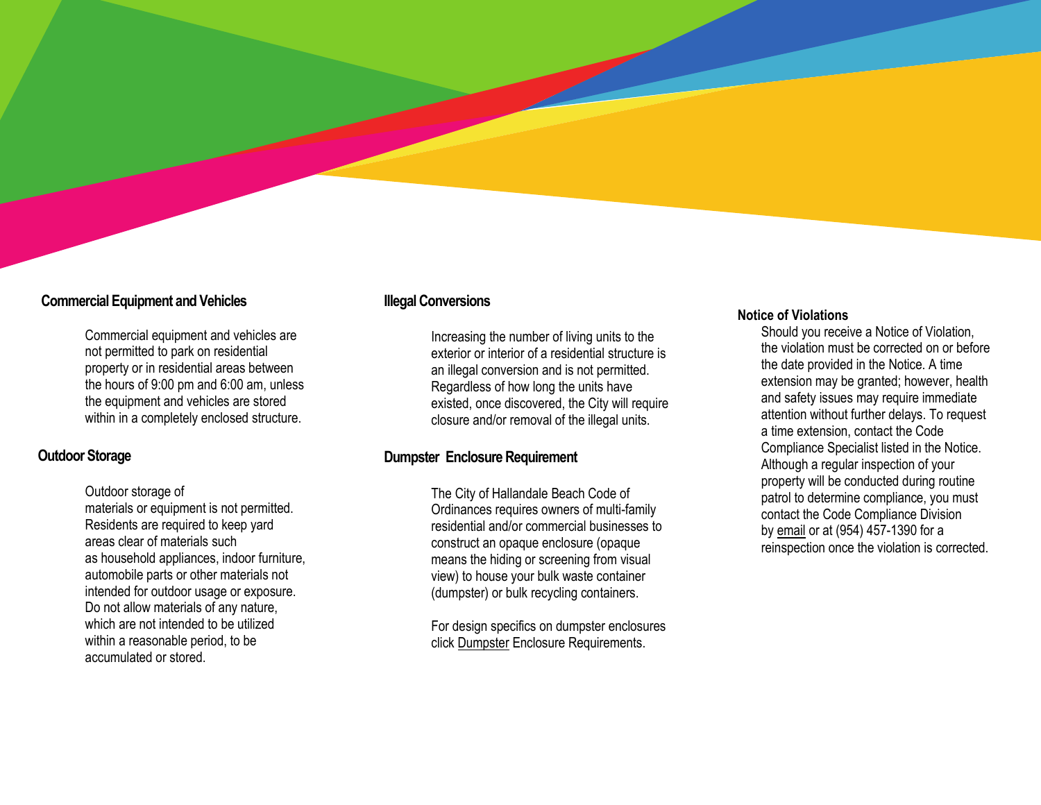## Commercial Equipment and Vehicles

Commercial equipment and vehicles are not permitted to park on residential property or in residential areas between the hours of 9:00 pm and 6:00 am, unless the equipment and vehicles are stored within in a completely enclosed structure.

## Outdoor Storage

Outdoor storage of materials or equipment is not permitted. Residents are required to keep yard areas clear of materials such as household appliances, indoor furniture, automobile parts or other materials not intended for outdoor usage or exposure. Do not allow materials of any nature, which are not intended to be utilized within a reasonable period, to be accumulated or stored.

## Illegal Conversions

Increasing the number of living units to the exterior or interior of a residential structure is an illegal conversion and is not permitted. Regardless of how long the units have existed, once discovered, the City will require closure and/or removal of the illegal units.

## Dumpster Enclosure Requirement

The City of Hallandale Beach Code of Ordinances requires owners of multi-family residential and/or commercial businesses to construct an opaque enclosure (opaque means the hiding or screening from visual view) to house your bulk waste container (dumpster) or bulk recycling containers.

For design specifics on dumpster enclosures click Dumpster Enclosure Requirements.

## Notice of Violations

Should you receive a Notice of Violation, the violation must be corrected on or before the date provided in the Notice. A time extension may be granted; however, health and safety issues may require immediate attention without further delays. To request a time extension, contact the Code Compliance Specialist listed in the Notice. Although a regular inspection of your property will be conducted during routine patrol to determine compliance, you must contact the Code Compliance Division by email or at (954) 457-1390 for a reinspection once the violation is corrected.